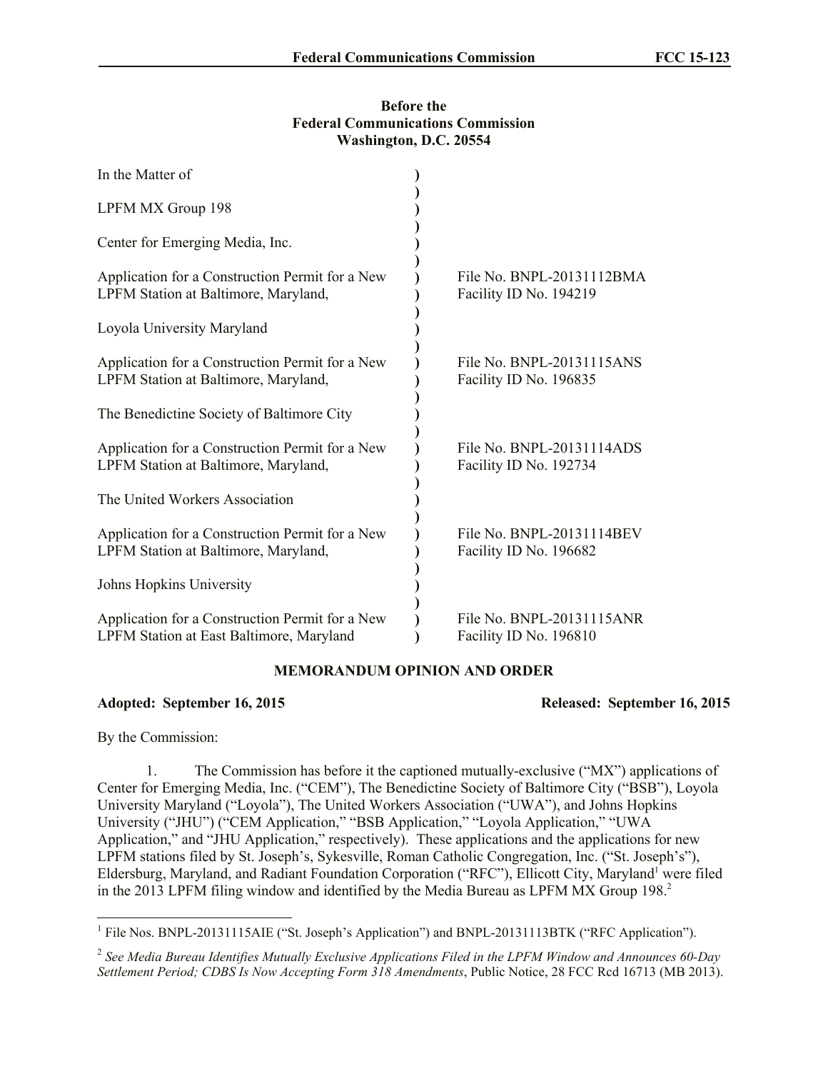**Before the**
**Federal Communications Commission**
**Washington, D.C. 20554**

| | | |
|---|---|---|
| In the Matter of | ) | |
| | ) | |
| LPFM MX Group 198 | ) | |
| | ) | |
| Center for Emerging Media, Inc. | ) | |
| | ) | |
| Application for a Construction Permit for a New LPFM Station at Baltimore, Maryland, | ) | File No. BNPL-20131112BMA Facility ID No. 194219 |
| | ) | |
| Loyola University Maryland | ) | |
| | ) | |
| Application for a Construction Permit for a New LPFM Station at Baltimore, Maryland, | ) | File No. BNPL-20131115ANS Facility ID No. 196835 |
| | ) | |
| The Benedictine Society of Baltimore City | ) | |
| | ) | |
| Application for a Construction Permit for a New LPFM Station at Baltimore, Maryland, | ) | File No. BNPL-20131114ADS Facility ID No. 192734 |
| | ) | |
| The United Workers Association | ) | |
| | ) | |
| Application for a Construction Permit for a New LPFM Station at Baltimore, Maryland, | ) | File No. BNPL-20131114BEV Facility ID No. 196682 |
| | ) | |
| Johns Hopkins University | ) | |
| | ) | |
| Application for a Construction Permit for a New LPFM Station at East Baltimore, Maryland | ) | File No. BNPL-20131115ANR Facility ID No. 196810 |

## MEMORANDUM OPINION AND ORDER

**Adopted: September 16, 2015** **Released: September 16, 2015**

By the Commission:

1. The Commission has before it the captioned mutually-exclusive ("MX") applications of Center for Emerging Media, Inc. ("CEM"), The Benedictine Society of Baltimore City ("BSB"), Loyola University Maryland ("Loyola"), The United Workers Association ("UWA"), and Johns Hopkins University ("JHU") ("CEM Application," "BSB Application," "Loyola Application," "UWA Application," and "JHU Application," respectively). These applications and the applications for new LPFM stations filed by St. Joseph's, Sykesville, Roman Catholic Congregation, Inc. ("St. Joseph's"), Eldersburg, Maryland, and Radiant Foundation Corporation ("RFC"), Ellicott City, Maryland[1] were filed in the 2013 LPFM filing window and identified by the Media Bureau as LPFM MX Group 198.[2]

---

[1] File Nos. BNPL-20131115AIE ("St. Joseph's Application") and BNPL-20131113BTK ("RFC Application").

[2] *See Media Bureau Identifies Mutually Exclusive Applications Filed in the LPFM Window and Announces 60-Day Settlement Period; CDBS Is Now Accepting Form 318 Amendments*, Public Notice, 28 FCC Rcd 16713 (MB 2013).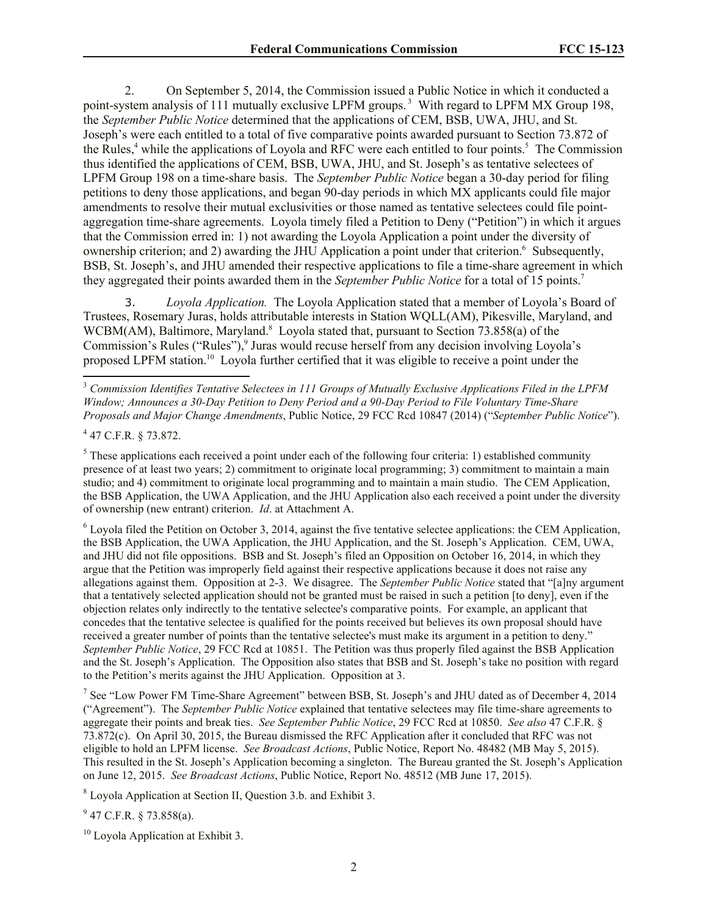2. On September 5, 2014, the Commission issued a Public Notice in which it conducted a point-system analysis of 111 mutually exclusive LPFM groups.[3] With regard to LPFM MX Group 198, the *September Public Notice* determined that the applications of CEM, BSB, UWA, JHU, and St. Joseph's were each entitled to a total of five comparative points awarded pursuant to Section 73.872 of the Rules,[4] while the applications of Loyola and RFC were each entitled to four points.[5] The Commission thus identified the applications of CEM, BSB, UWA, JHU, and St. Joseph's as tentative selectees of LPFM Group 198 on a time-share basis. The *September Public Notice* began a 30-day period for filing petitions to deny those applications, and began 90-day periods in which MX applicants could file major amendments to resolve their mutual exclusivities or those named as tentative selectees could file point-aggregation time-share agreements. Loyola timely filed a Petition to Deny ("Petition") in which it argues that the Commission erred in: 1) not awarding the Loyola Application a point under the diversity of ownership criterion; and 2) awarding the JHU Application a point under that criterion.[6] Subsequently, BSB, St. Joseph's, and JHU amended their respective applications to file a time-share agreement in which they aggregated their points awarded them in the *September Public Notice* for a total of 15 points.[7]

3. *Loyola Application.* The Loyola Application stated that a member of Loyola's Board of Trustees, Rosemary Juras, holds attributable interests in Station WQLL(AM), Pikesville, Maryland, and WCBM(AM), Baltimore, Maryland.[8] Loyola stated that, pursuant to Section 73.858(a) of the Commission's Rules ("Rules"),[9] Juras would recuse herself from any decision involving Loyola's proposed LPFM station.[10] Loyola further certified that it was eligible to receive a point under the

---

[3] *Commission Identifies Tentative Selectees in 111 Groups of Mutually Exclusive Applications Filed in the LPFM Window; Announces a 30-Day Petition to Deny Period and a 90-Day Period to File Voluntary Time-Share Proposals and Major Change Amendments*, Public Notice, 29 FCC Rcd 10847 (2014) ("*September Public Notice*").

[4] 47 C.F.R. § 73.872.

[5] These applications each received a point under each of the following four criteria: 1) established community presence of at least two years; 2) commitment to originate local programming; 3) commitment to maintain a main studio; and 4) commitment to originate local programming and to maintain a main studio. The CEM Application, the BSB Application, the UWA Application, and the JHU Application also each received a point under the diversity of ownership (new entrant) criterion. *Id*. at Attachment A.

[6] Loyola filed the Petition on October 3, 2014, against the five tentative selectee applications: the CEM Application, the BSB Application, the UWA Application, the JHU Application, and the St. Joseph's Application. CEM, UWA, and JHU did not file oppositions. BSB and St. Joseph's filed an Opposition on October 16, 2014, in which they argue that the Petition was improperly field against their respective applications because it does not raise any allegations against them. Opposition at 2-3. We disagree. The *September Public Notice* stated that "[a]ny argument that a tentatively selected application should not be granted must be raised in such a petition [to deny], even if the objection relates only indirectly to the tentative selectee's comparative points. For example, an applicant that concedes that the tentative selectee is qualified for the points received but believes its own proposal should have received a greater number of points than the tentative selectee's must make its argument in a petition to deny." *September Public Notice*, 29 FCC Rcd at 10851. The Petition was thus properly filed against the BSB Application and the St. Joseph's Application. The Opposition also states that BSB and St. Joseph's take no position with regard to the Petition's merits against the JHU Application. Opposition at 3.

[7] See "Low Power FM Time-Share Agreement" between BSB, St. Joseph's and JHU dated as of December 4, 2014 ("Agreement"). The *September Public Notice* explained that tentative selectees may file time-share agreements to aggregate their points and break ties. *See September Public Notice*, 29 FCC Rcd at 10850. *See also* 47 C.F.R. § 73.872(c). On April 30, 2015, the Bureau dismissed the RFC Application after it concluded that RFC was not eligible to hold an LPFM license. *See Broadcast Actions*, Public Notice, Report No. 48482 (MB May 5, 2015). This resulted in the St. Joseph's Application becoming a singleton. The Bureau granted the St. Joseph's Application on June 12, 2015. *See Broadcast Actions*, Public Notice, Report No. 48512 (MB June 17, 2015).

[8] Loyola Application at Section II, Question 3.b. and Exhibit 3.

[9] 47 C.F.R. § 73.858(a).

[10] Loyola Application at Exhibit 3.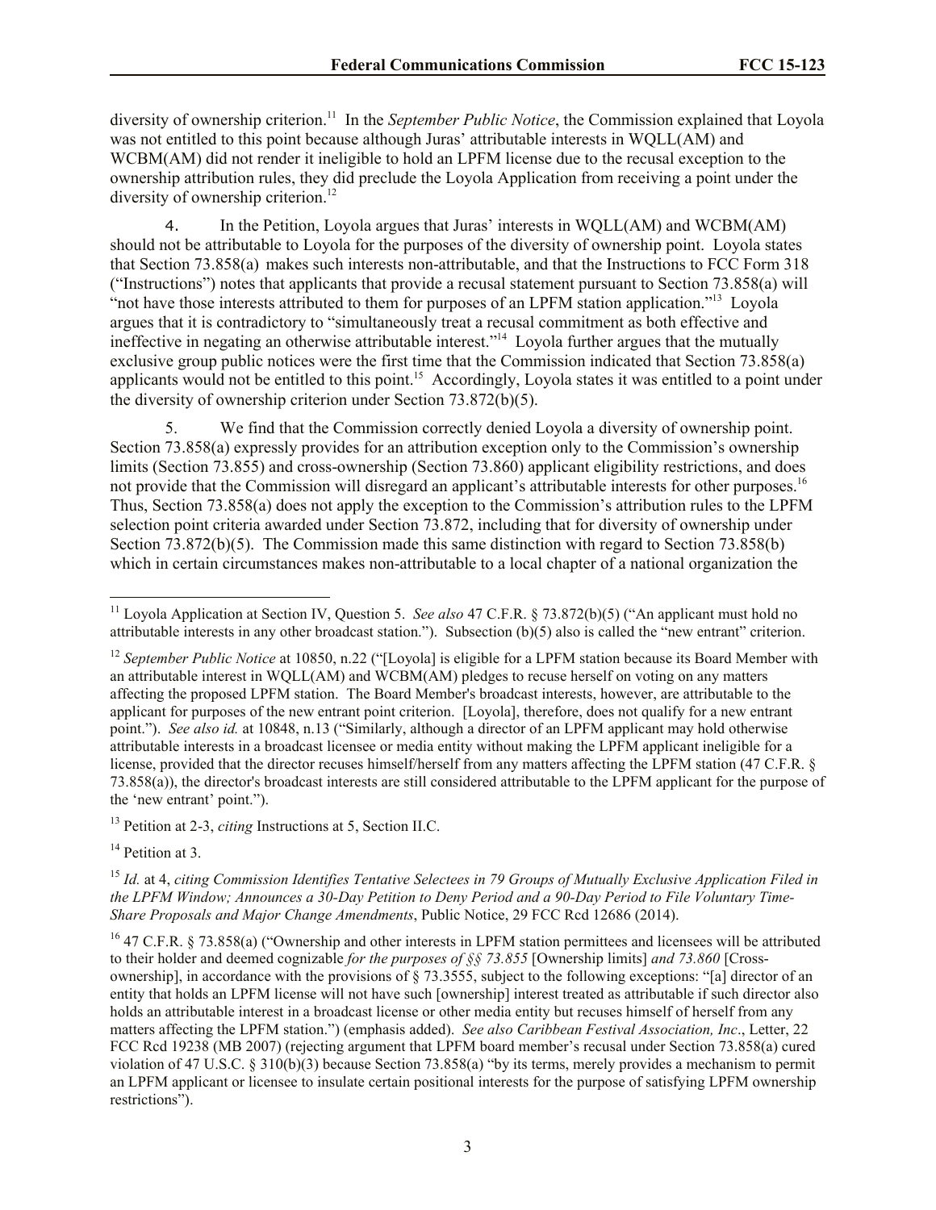diversity of ownership criterion.[11] In the *September Public Notice*, the Commission explained that Loyola was not entitled to this point because although Juras' attributable interests in WQLL(AM) and WCBM(AM) did not render it ineligible to hold an LPFM license due to the recusal exception to the ownership attribution rules, they did preclude the Loyola Application from receiving a point under the diversity of ownership criterion.[12]

4. In the Petition, Loyola argues that Juras' interests in WQLL(AM) and WCBM(AM) should not be attributable to Loyola for the purposes of the diversity of ownership point. Loyola states that Section 73.858(a) makes such interests non-attributable, and that the Instructions to FCC Form 318 ("Instructions") notes that applicants that provide a recusal statement pursuant to Section 73.858(a) will "not have those interests attributed to them for purposes of an LPFM station application."[13] Loyola argues that it is contradictory to "simultaneously treat a recusal commitment as both effective and ineffective in negating an otherwise attributable interest."[14] Loyola further argues that the mutually exclusive group public notices were the first time that the Commission indicated that Section 73.858(a) applicants would not be entitled to this point.[15] Accordingly, Loyola states it was entitled to a point under the diversity of ownership criterion under Section 73.872(b)(5).

5. We find that the Commission correctly denied Loyola a diversity of ownership point. Section 73.858(a) expressly provides for an attribution exception only to the Commission's ownership limits (Section 73.855) and cross-ownership (Section 73.860) applicant eligibility restrictions, and does not provide that the Commission will disregard an applicant's attributable interests for other purposes.[16] Thus, Section 73.858(a) does not apply the exception to the Commission's attribution rules to the LPFM selection point criteria awarded under Section 73.872, including that for diversity of ownership under Section 73.872(b)(5). The Commission made this same distinction with regard to Section 73.858(b) which in certain circumstances makes non-attributable to a local chapter of a national organization the

---

[11] Loyola Application at Section IV, Question 5. *See also* 47 C.F.R. § 73.872(b)(5) ("An applicant must hold no attributable interests in any other broadcast station."). Subsection (b)(5) also is called the "new entrant" criterion.

[12] *September Public Notice* at 10850, n.22 ("[Loyola] is eligible for a LPFM station because its Board Member with an attributable interest in WQLL(AM) and WCBM(AM) pledges to recuse herself on voting on any matters affecting the proposed LPFM station. The Board Member's broadcast interests, however, are attributable to the applicant for purposes of the new entrant point criterion. [Loyola], therefore, does not qualify for a new entrant point."). *See also id.* at 10848, n.13 ("Similarly, although a director of an LPFM applicant may hold otherwise attributable interests in a broadcast licensee or media entity without making the LPFM applicant ineligible for a license, provided that the director recuses himself/herself from any matters affecting the LPFM station (47 C.F.R. § 73.858(a)), the director's broadcast interests are still considered attributable to the LPFM applicant for the purpose of the 'new entrant' point.").

[13] Petition at 2-3, *citing* Instructions at 5, Section II.C.

[14] Petition at 3.

[15] *Id.* at 4, *citing Commission Identifies Tentative Selectees in 79 Groups of Mutually Exclusive Application Filed in the LPFM Window; Announces a 30-Day Petition to Deny Period and a 90-Day Period to File Voluntary Time-Share Proposals and Major Change Amendments*, Public Notice, 29 FCC Rcd 12686 (2014).

[16] 47 C.F.R. § 73.858(a) ("Ownership and other interests in LPFM station permittees and licensees will be attributed to their holder and deemed cognizable *for the purposes of §§ 73.855* [Ownership limits] *and 73.860* [Cross-ownership], in accordance with the provisions of § 73.3555, subject to the following exceptions: "[a] director of an entity that holds an LPFM license will not have such [ownership] interest treated as attributable if such director also holds an attributable interest in a broadcast license or other media entity but recuses himself of herself from any matters affecting the LPFM station.") (emphasis added). *See also Caribbean Festival Association, Inc.*, Letter, 22 FCC Rcd 19238 (MB 2007) (rejecting argument that LPFM board member's recusal under Section 73.858(a) cured violation of 47 U.S.C. § 310(b)(3) because Section 73.858(a) "by its terms, merely provides a mechanism to permit an LPFM applicant or licensee to insulate certain positional interests for the purpose of satisfying LPFM ownership restrictions").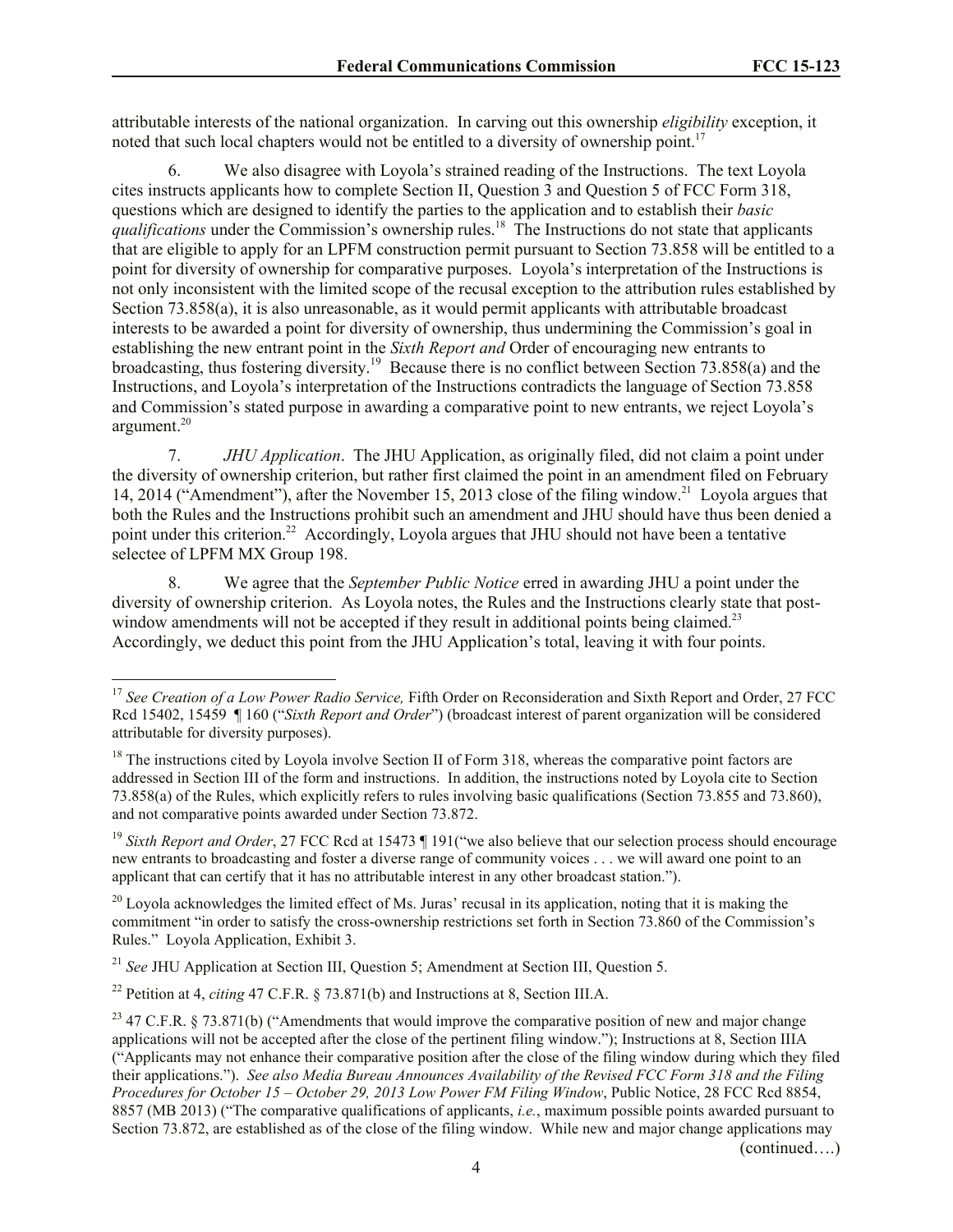attributable interests of the national organization. In carving out this ownership *eligibility* exception, it noted that such local chapters would not be entitled to a diversity of ownership point.[17]

6. We also disagree with Loyola's strained reading of the Instructions. The text Loyola cites instructs applicants how to complete Section II, Question 3 and Question 5 of FCC Form 318, questions which are designed to identify the parties to the application and to establish their *basic qualifications* under the Commission's ownership rules.[18] The Instructions do not state that applicants that are eligible to apply for an LPFM construction permit pursuant to Section 73.858 will be entitled to a point for diversity of ownership for comparative purposes. Loyola's interpretation of the Instructions is not only inconsistent with the limited scope of the recusal exception to the attribution rules established by Section 73.858(a), it is also unreasonable, as it would permit applicants with attributable broadcast interests to be awarded a point for diversity of ownership, thus undermining the Commission's goal in establishing the new entrant point in the *Sixth Report and* Order of encouraging new entrants to broadcasting, thus fostering diversity.[19] Because there is no conflict between Section 73.858(a) and the Instructions, and Loyola's interpretation of the Instructions contradicts the language of Section 73.858 and Commission's stated purpose in awarding a comparative point to new entrants, we reject Loyola's argument.[20]

7. *JHU Application*. The JHU Application, as originally filed, did not claim a point under the diversity of ownership criterion, but rather first claimed the point in an amendment filed on February 14, 2014 ("Amendment"), after the November 15, 2013 close of the filing window.[21] Loyola argues that both the Rules and the Instructions prohibit such an amendment and JHU should have thus been denied a point under this criterion.[22] Accordingly, Loyola argues that JHU should not have been a tentative selectee of LPFM MX Group 198.

8. We agree that the *September Public Notice* erred in awarding JHU a point under the diversity of ownership criterion. As Loyola notes, the Rules and the Instructions clearly state that post-window amendments will not be accepted if they result in additional points being claimed.[23] Accordingly, we deduct this point from the JHU Application's total, leaving it with four points.

---

[17] *See Creation of a Low Power Radio Service,* Fifth Order on Reconsideration and Sixth Report and Order, 27 FCC Rcd 15402, 15459 ¶ 160 ("*Sixth Report and Order*") (broadcast interest of parent organization will be considered attributable for diversity purposes).

[18] The instructions cited by Loyola involve Section II of Form 318, whereas the comparative point factors are addressed in Section III of the form and instructions. In addition, the instructions noted by Loyola cite to Section 73.858(a) of the Rules, which explicitly refers to rules involving basic qualifications (Section 73.855 and 73.860), and not comparative points awarded under Section 73.872.

[19] *Sixth Report and Order*, 27 FCC Rcd at 15473 ¶ 191("we also believe that our selection process should encourage new entrants to broadcasting and foster a diverse range of community voices . . . we will award one point to an applicant that can certify that it has no attributable interest in any other broadcast station.").

[20] Loyola acknowledges the limited effect of Ms. Juras' recusal in its application, noting that it is making the commitment "in order to satisfy the cross-ownership restrictions set forth in Section 73.860 of the Commission's Rules." Loyola Application, Exhibit 3.

[21] *See* JHU Application at Section III, Question 5; Amendment at Section III, Question 5.

[22] Petition at 4, *citing* 47 C.F.R. § 73.871(b) and Instructions at 8, Section III.A.

[23] 47 C.F.R. § 73.871(b) ("Amendments that would improve the comparative position of new and major change applications will not be accepted after the close of the pertinent filing window."); Instructions at 8, Section IIIA ("Applicants may not enhance their comparative position after the close of the filing window during which they filed their applications."). *See also Media Bureau Announces Availability of the Revised FCC Form 318 and the Filing Procedures for October 15 – October 29, 2013 Low Power FM Filing Window*, Public Notice, 28 FCC Rcd 8854, 8857 (MB 2013) ("The comparative qualifications of applicants, *i.e.*, maximum possible points awarded pursuant to Section 73.872, are established as of the close of the filing window. While new and major change applications may

(continued….)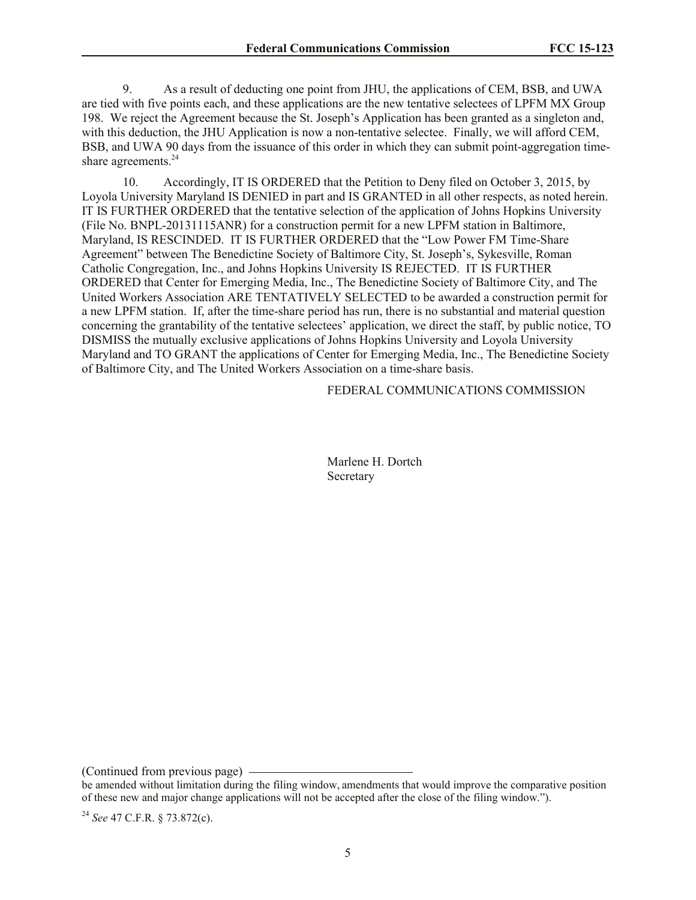9. As a result of deducting one point from JHU, the applications of CEM, BSB, and UWA are tied with five points each, and these applications are the new tentative selectees of LPFM MX Group 198. We reject the Agreement because the St. Joseph's Application has been granted as a singleton and, with this deduction, the JHU Application is now a non-tentative selectee. Finally, we will afford CEM, BSB, and UWA 90 days from the issuance of this order in which they can submit point-aggregation time-share agreements.[24]

10. Accordingly, IT IS ORDERED that the Petition to Deny filed on October 3, 2015, by Loyola University Maryland IS DENIED in part and IS GRANTED in all other respects, as noted herein. IT IS FURTHER ORDERED that the tentative selection of the application of Johns Hopkins University (File No. BNPL-20131115ANR) for a construction permit for a new LPFM station in Baltimore, Maryland, IS RESCINDED. IT IS FURTHER ORDERED that the "Low Power FM Time-Share Agreement" between The Benedictine Society of Baltimore City, St. Joseph's, Sykesville, Roman Catholic Congregation, Inc., and Johns Hopkins University IS REJECTED. IT IS FURTHER ORDERED that Center for Emerging Media, Inc., The Benedictine Society of Baltimore City, and The United Workers Association ARE TENTATIVELY SELECTED to be awarded a construction permit for a new LPFM station. If, after the time-share period has run, there is no substantial and material question concerning the grantability of the tentative selectees' application, we direct the staff, by public notice, TO DISMISS the mutually exclusive applications of Johns Hopkins University and Loyola University Maryland and TO GRANT the applications of Center for Emerging Media, Inc., The Benedictine Society of Baltimore City, and The United Workers Association on a time-share basis.

FEDERAL COMMUNICATIONS COMMISSION

Marlene H. Dortch
Secretary

(Continued from previous page)
be amended without limitation during the filing window, amendments that would improve the comparative position of these new and major change applications will not be accepted after the close of the filing window.").

[24] *See* 47 C.F.R. § 73.872(c).